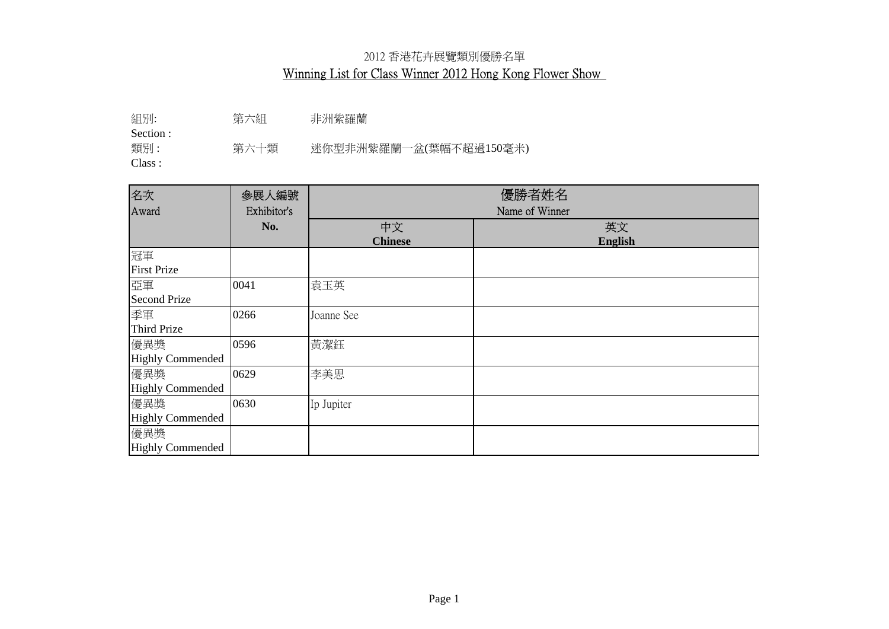# 2012 香港花卉展覽類別優勝名單

## Winning List for Class Winner 2012 Hong Kong Flower Show

組別: 第六組 非洲紫羅蘭
Section :

類別 : 第六十類 迷你型非洲紫羅蘭一盆(葉幅不超過150毫米)
Class :

| 名次<br>Award | 参展人編號<br>Exhibitor's No. | 優勝者姓名<br>Name of Winner | |
|---|---|---|---|
| | | 中文<br>**Chinese** | 英文<br>**English** |
| 冠軍<br>First Prize | | | |
| 亞軍<br>Second Prize | 0041 | 袁玉英 | |
| 季軍<br>Third Prize | 0266 | Joanne See | |
| 優異獎<br>Highly Commended | 0596 | 黃潔鈺 | |
| 優異獎<br>Highly Commended | 0629 | 李美思 | |
| 優異獎<br>Highly Commended | 0630 | Ip Jupiter | |
| 優異獎<br>Highly Commended | | | |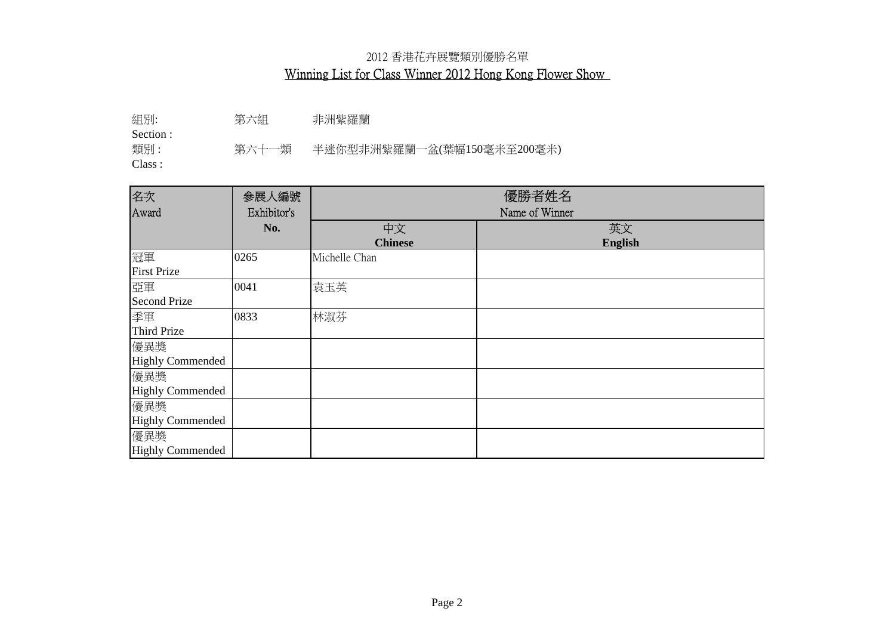# 2012 香港花卉展覽類別優勝名單

## Winning List for Class Winner 2012 Hong Kong Flower Show

組別: 第六組 非洲紫羅蘭
Section :

類別 : 第六十一類 半迷你型非洲紫羅蘭一盆(葉幅150毫米至200毫米)
Class :

| 名次<br>Award | 參展人編號<br>Exhibitor's No. | 優勝者姓名<br>Name of Winner | |
|---|---|---|---|
| | | 中文<br>**Chinese** | 英文<br>**English** |
| 冠軍<br>First Prize | 0265 | Michelle Chan | |
| 亞軍<br>Second Prize | 0041 | 袁玉英 | |
| 季軍<br>Third Prize | 0833 | 林淑芬 | |
| 優異獎<br>Highly Commended | | | |
| 優異獎<br>Highly Commended | | | |
| 優異獎<br>Highly Commended | | | |
| 優異獎<br>Highly Commended | | | |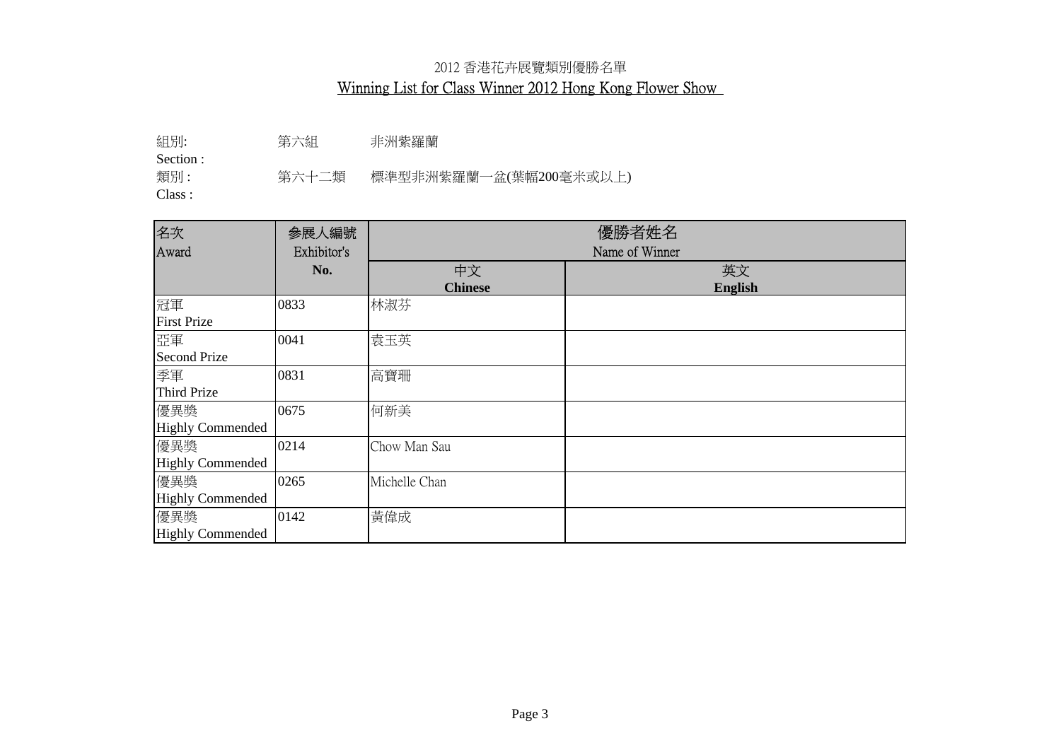# 2012 香港花卉展覽類別優勝名單

## Winning List for Class Winner 2012 Hong Kong Flower Show

組別: 第六組 非洲紫羅蘭
Section :

類別 : 第六十二類 標準型非洲紫羅蘭一盆(葉幅200毫米或以上)
Class :

| 名次<br>Award | 參展人編號<br>Exhibitor's<br>No. | 優勝者姓名<br>Name of Winner | |
|---|---|---|---|
| | | 中文<br>**Chinese** | 英文<br>**English** |
| 冠軍<br>First Prize | 0833 | 林淑芬 | |
| 亞軍<br>Second Prize | 0041 | 袁玉英 | |
| 季軍<br>Third Prize | 0831 | 高寶珊 | |
| 優異獎<br>Highly Commended | 0675 | 何新美 | |
| 優異獎<br>Highly Commended | 0214 | Chow Man Sau | |
| 優異獎<br>Highly Commended | 0265 | Michelle Chan | |
| 優異獎<br>Highly Commended | 0142 | 黃偉成 | |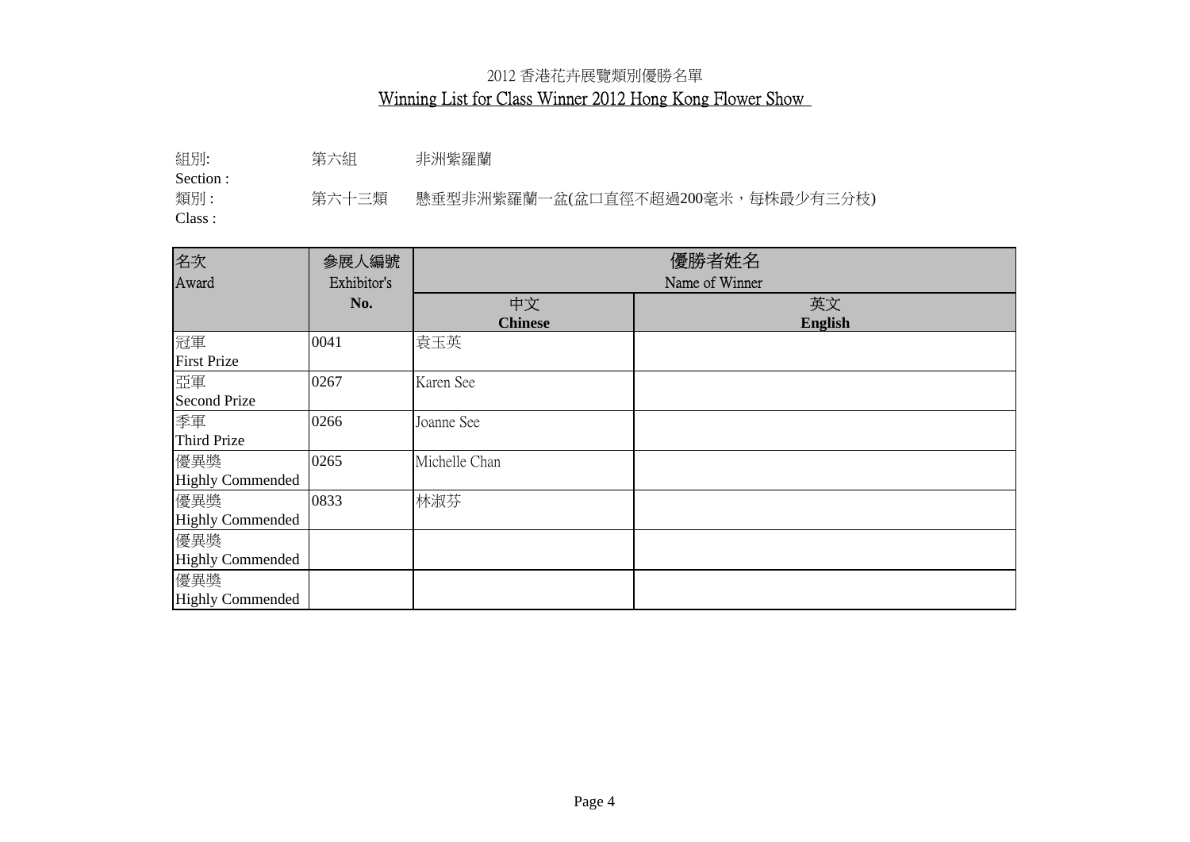# 2012 香港花卉展覽類別優勝名單

## Winning List for Class Winner 2012 Hong Kong Flower Show

組別: 第六組 非洲紫羅蘭
Section :

類別 : 第六十三類 懸垂型非洲紫羅蘭一盆(盆口直徑不超過200毫米，每株最少有三分枝)
Class :

| 名次<br>Award | 參展人編號<br>Exhibitor's No. | 優勝者姓名 Name of Winner<br>中文 Chinese | <br>英文 English |
|---|---|---|---|
| 冠軍<br>First Prize | 0041 | 袁玉英 | |
| 亞軍<br>Second Prize | 0267 | Karen See | |
| 季軍<br>Third Prize | 0266 | Joanne See | |
| 優異獎<br>Highly Commended | 0265 | Michelle Chan | |
| 優異獎<br>Highly Commended | 0833 | 林淑芬 | |
| 優異獎<br>Highly Commended | | | |
| 優異獎<br>Highly Commended | | | |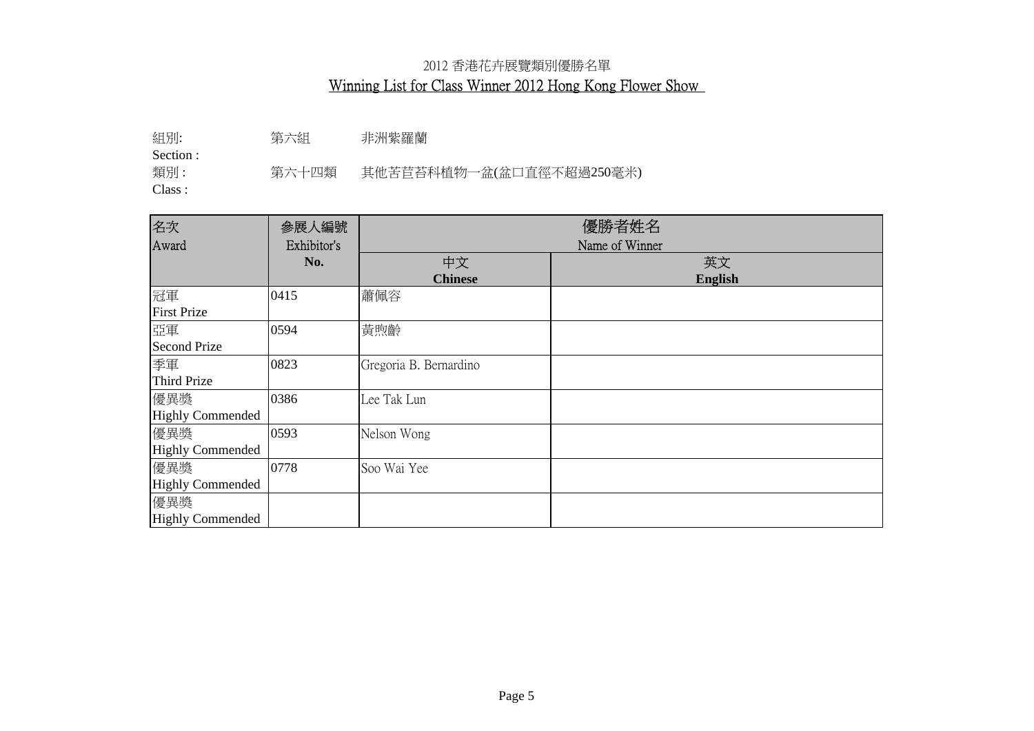# 2012 香港花卉展覽類別優勝名單

## Winning List for Class Winner 2012 Hong Kong Flower Show

組別: 第六組 非洲紫羅蘭
Section :

類別 : 第六十四類 其他苦苣苔科植物一盆(盆口直徑不超過250毫米)
Class :

| 名次<br>Award | 參展人編號<br>Exhibitor's No. | 優勝者姓名<br>Name of Winner | |
|---|---|---|---|
| | | 中文<br>**Chinese** | 英文<br>**English** |
| 冠軍<br>First Prize | 0415 | 蕭佩容 | |
| 亞軍<br>Second Prize | 0594 | 黃煦齡 | |
| 季軍<br>Third Prize | 0823 | Gregoria B. Bernardino | |
| 優異獎<br>Highly Commended | 0386 | Lee Tak Lun | |
| 優異獎<br>Highly Commended | 0593 | Nelson Wong | |
| 優異獎<br>Highly Commended | 0778 | Soo Wai Yee | |
| 優異獎<br>Highly Commended | | | |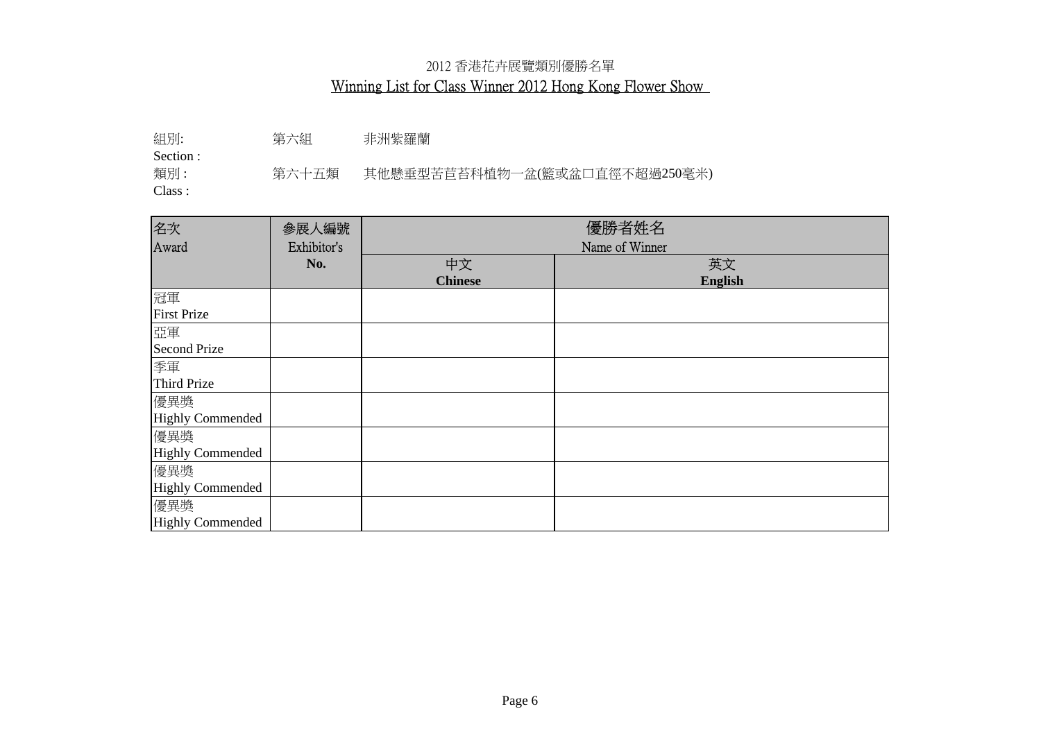2012 香港花卉展覽類別優勝名單

Winning List for Class Winner 2012 Hong Kong Flower Show

組別: Section : 第六組 非洲紫羅蘭

類別 : Class : 第六十五類 其他懸垂型苦苣苔科植物一盆(籃或盆口直徑不超過250毫米)

| 名次 Award | 參展人編號 Exhibitor's No. | 優勝者姓名 Name of Winner 中文 **Chinese** | 英文 **English** |
|---|---|---|---|
| 冠軍 First Prize | | | |
| 亞軍 Second Prize | | | |
| 季軍 Third Prize | | | |
| 優異獎 Highly Commended | | | |
| 優異獎 Highly Commended | | | |
| 優異獎 Highly Commended | | | |
| 優異獎 Highly Commended | | | |